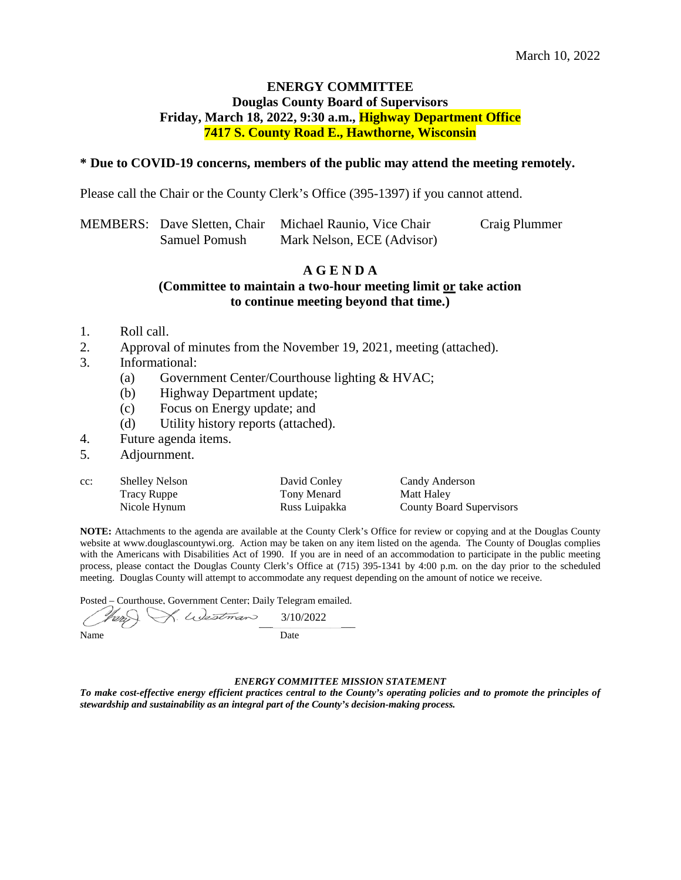March 10, 2022

**ENERGY COMMITTEE**
**Douglas County Board of Supervisors**
**Friday, March 18, 2022, 9:30 a.m., Highway Department Office**
**7417 S. County Road E., Hawthorne, Wisconsin**

**\* Due to COVID-19 concerns, members of the public may attend the meeting remotely.**

Please call the Chair or the County Clerk's Office (395-1397) if you cannot attend.

| MEMBERS: | Dave Sletten, Chair | Michael Raunio, Vice Chair | Craig Plummer |
|---|---|---|---|
| | Samuel Pomush | Mark Nelson, ECE (Advisor) | |

## A G E N D A

**(Committee to maintain a two-hour meeting limit or take action to continue meeting beyond that time.)**

1. Roll call.
2. Approval of minutes from the November 19, 2021, meeting (attached).
3. Informational:
   - (a) Government Center/Courthouse lighting & HVAC;
   - (b) Highway Department update;
   - (c) Focus on Energy update; and
   - (d) Utility history reports (attached).
4. Future agenda items.
5. Adjournment.

| cc: | Shelley Nelson | David Conley | Candy Anderson |
|---|---|---|---|
| | Tracy Ruppe | Tony Menard | Matt Haley |
| | Nicole Hynum | Russ Luipakka | County Board Supervisors |

**NOTE:** Attachments to the agenda are available at the County Clerk's Office for review or copying and at the Douglas County website at www.douglascountywi.org. Action may be taken on any item listed on the agenda. The County of Douglas complies with the Americans with Disabilities Act of 1990. If you are in need of an accommodation to participate in the public meeting process, please contact the Douglas County Clerk's Office at (715) 395-1341 by 4:00 p.m. on the day prior to the scheduled meeting. Douglas County will attempt to accommodate any request depending on the amount of notice we receive.

Posted – Courthouse, Government Center; Daily Telegram emailed.

Kay L. Westman 3/10/2022

Name Date

***ENERGY COMMITTEE MISSION STATEMENT***

***To make cost-effective energy efficient practices central to the County's operating policies and to promote the principles of stewardship and sustainability as an integral part of the County's decision-making process.***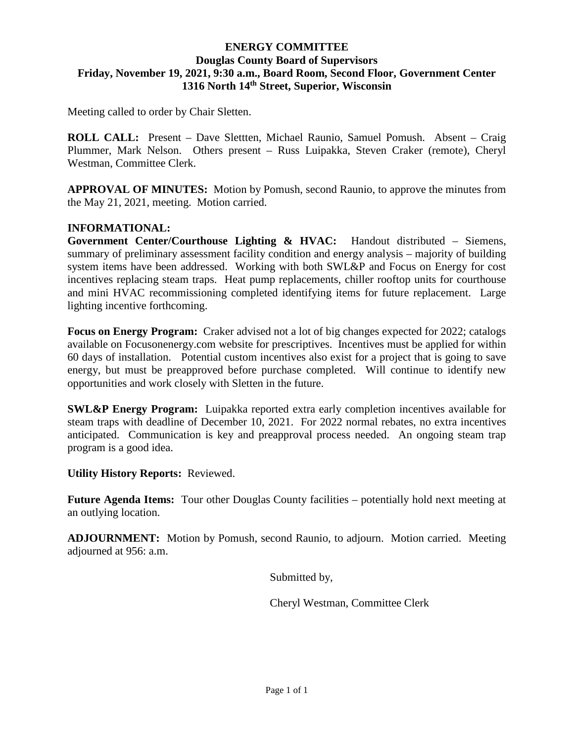**ENERGY COMMITTEE**
**Douglas County Board of Supervisors**
**Friday, November 19, 2021, 9:30 a.m., Board Room, Second Floor, Government Center**
**1316 North 14th Street, Superior, Wisconsin**

Meeting called to order by Chair Sletten.

**ROLL CALL:** Present – Dave Slettten, Michael Raunio, Samuel Pomush. Absent – Craig Plummer, Mark Nelson. Others present – Russ Luipakka, Steven Craker (remote), Cheryl Westman, Committee Clerk.

**APPROVAL OF MINUTES:** Motion by Pomush, second Raunio, to approve the minutes from the May 21, 2021, meeting. Motion carried.

**INFORMATIONAL:**
**Government Center/Courthouse Lighting & HVAC:** Handout distributed – Siemens, summary of preliminary assessment facility condition and energy analysis – majority of building system items have been addressed. Working with both SWL&P and Focus on Energy for cost incentives replacing steam traps. Heat pump replacements, chiller rooftop units for courthouse and mini HVAC recommissioning completed identifying items for future replacement. Large lighting incentive forthcoming.

**Focus on Energy Program:** Craker advised not a lot of big changes expected for 2022; catalogs available on Focusonenergy.com website for prescriptives. Incentives must be applied for within 60 days of installation. Potential custom incentives also exist for a project that is going to save energy, but must be preapproved before purchase completed. Will continue to identify new opportunities and work closely with Sletten in the future.

**SWL&P Energy Program:** Luipakka reported extra early completion incentives available for steam traps with deadline of December 10, 2021. For 2022 normal rebates, no extra incentives anticipated. Communication is key and preapproval process needed. An ongoing steam trap program is a good idea.

**Utility History Reports:** Reviewed.

**Future Agenda Items:** Tour other Douglas County facilities – potentially hold next meeting at an outlying location.

**ADJOURNMENT:** Motion by Pomush, second Raunio, to adjourn. Motion carried. Meeting adjourned at 956: a.m.

Submitted by,

Cheryl Westman, Committee Clerk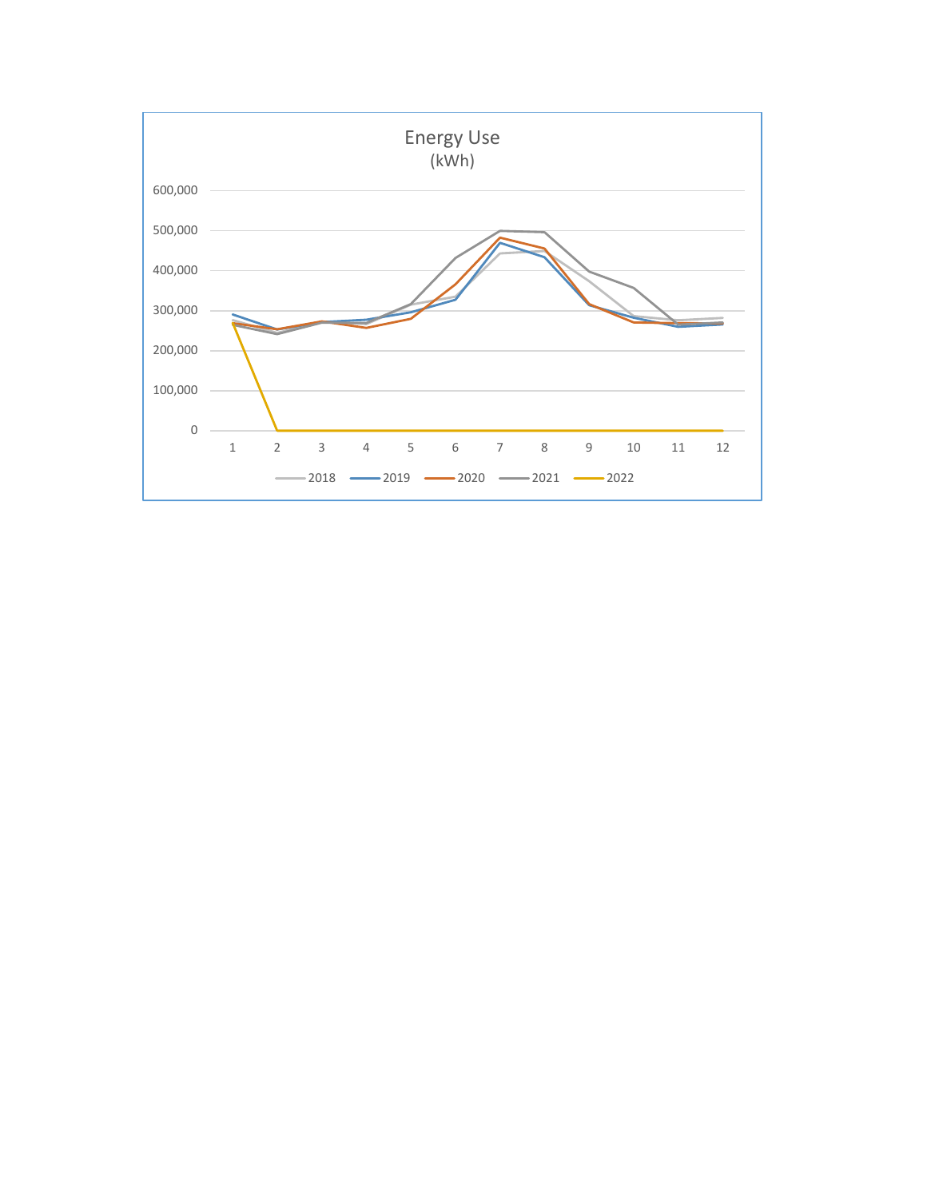Energy Use
(kWh)

600,000
500,000
400,000
300,000
200,000
100,000
0

1 2 3 4 5 6 7 8 9 10 11 12

2018 2019 2020 2021 2022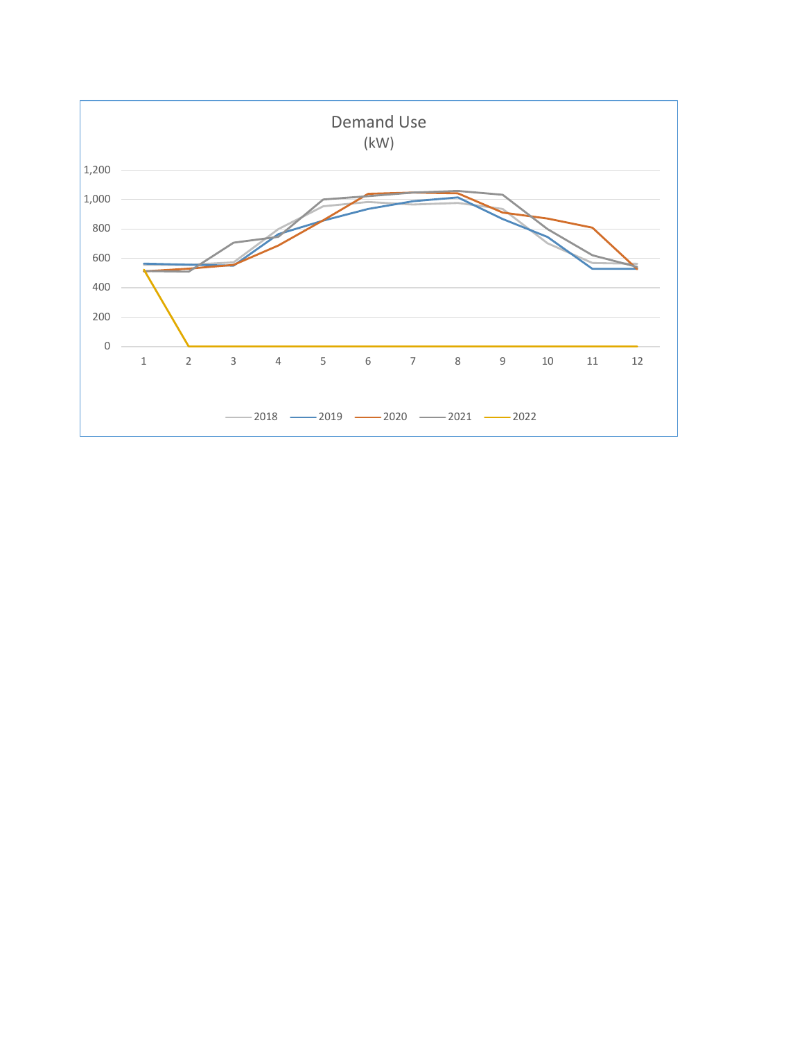Demand Use
(kW)

1,200
1,000
800
600
400
200
0

1 2 3 4 5 6 7 8 9 10 11 12

2018 2019 2020 2021 2022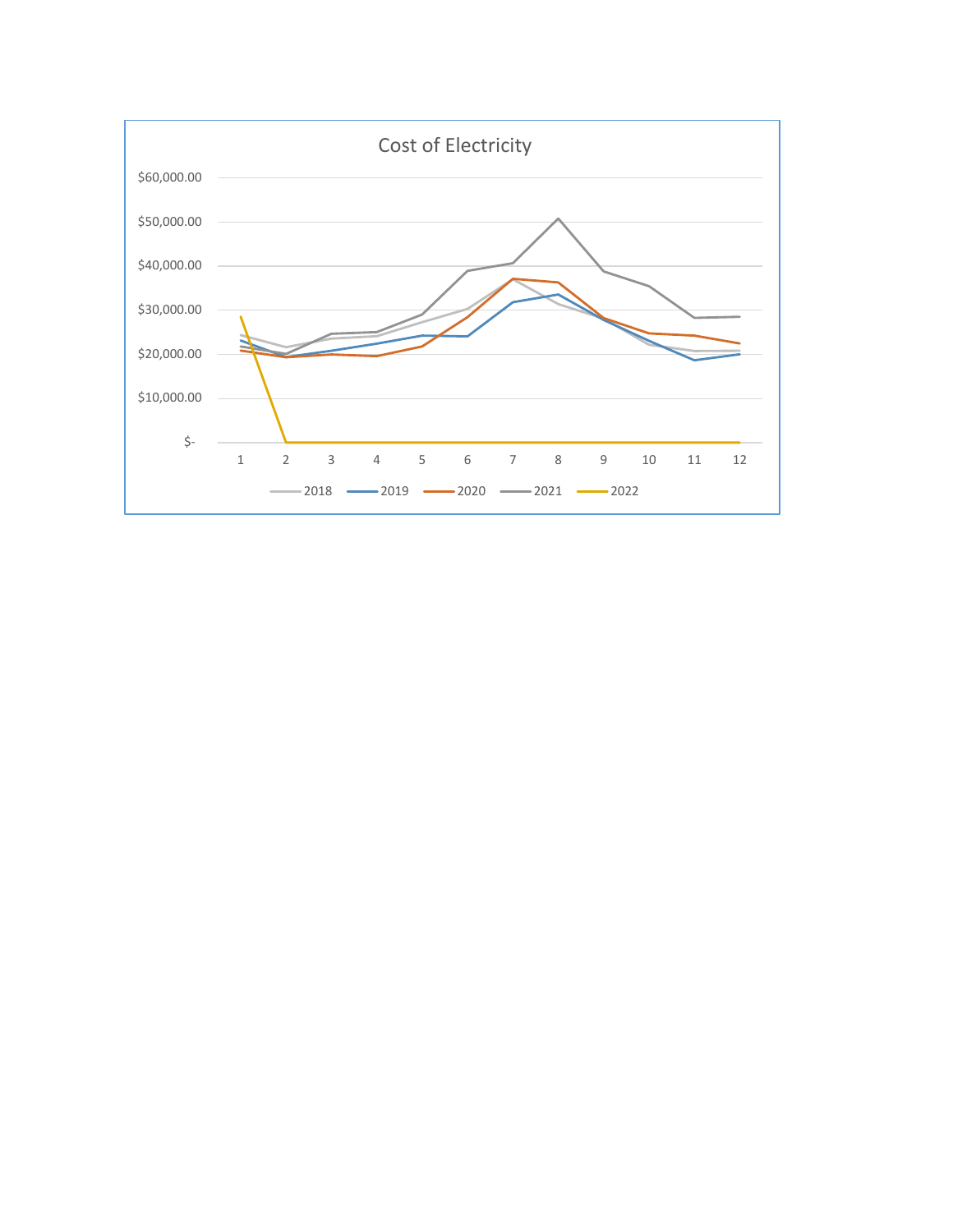Cost of Electricity

$60,000.00
$50,000.00
$40,000.00
$30,000.00
$20,000.00
$10,000.00
$-

1 2 3 4 5 6 7 8 9 10 11 12

2018 2019 2020 2021 2022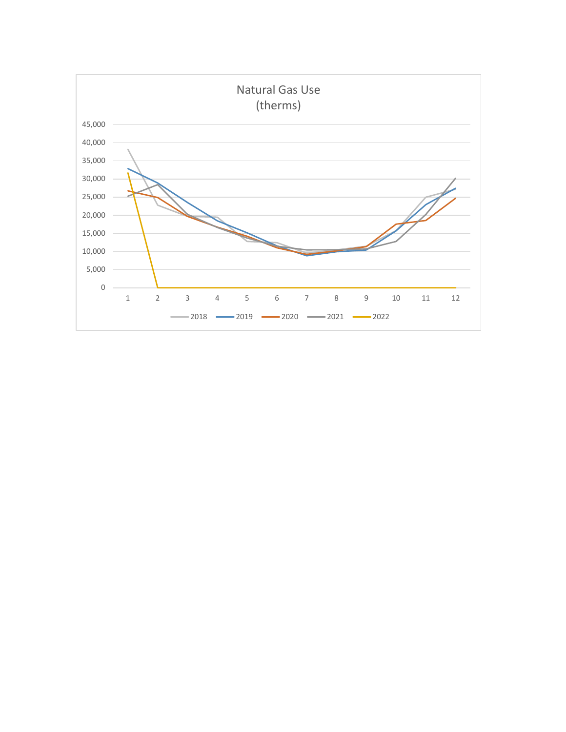Natural Gas Use
(therms)

45,000
40,000
35,000
30,000
25,000
20,000
15,000
10,000
5,000
0

1 2 3 4 5 6 7 8 9 10 11 12

2018 2019 2020 2021 2022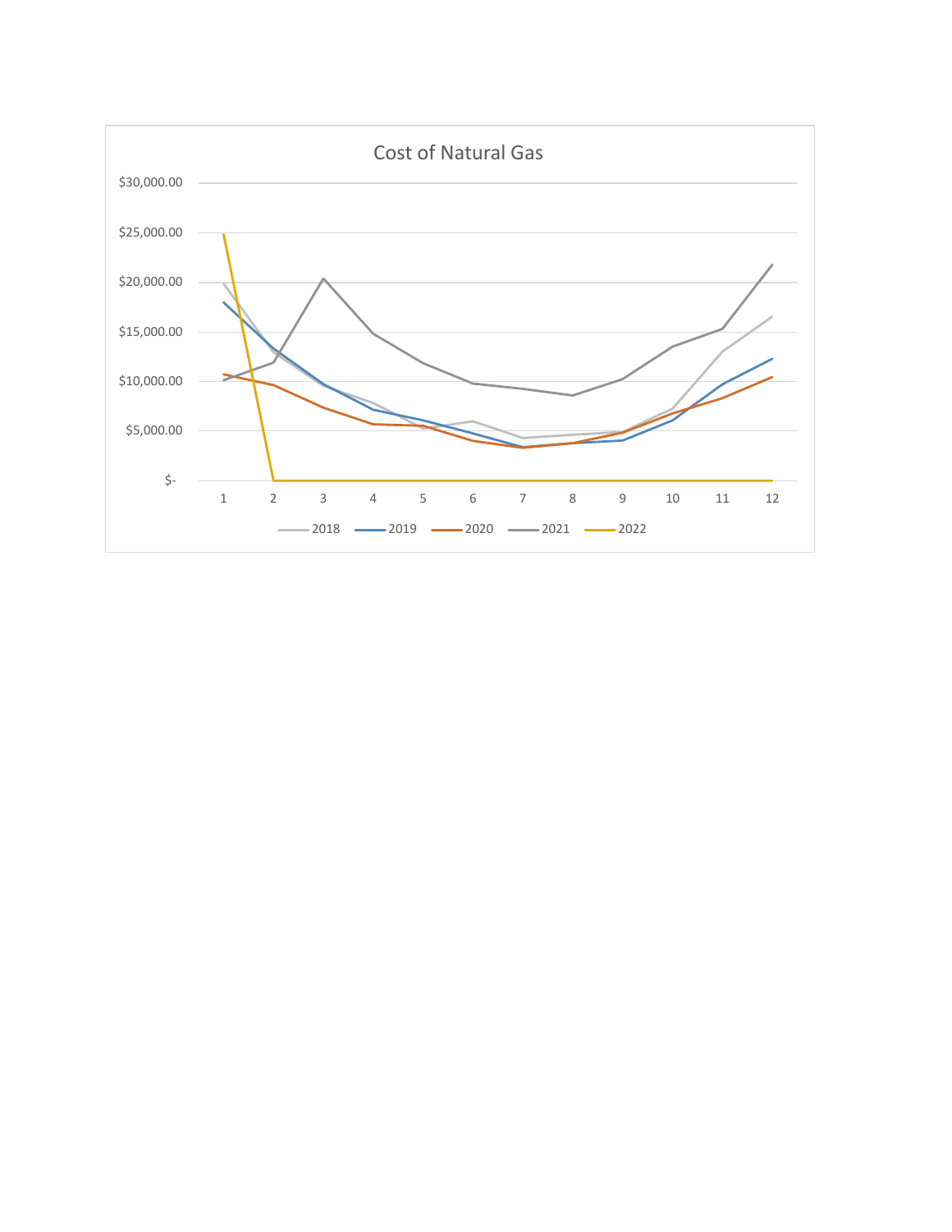Cost of Natural Gas

$30,000.00

$25,000.00

$20,000.00

$15,000.00

$10,000.00

$5,000.00

$-

1 2 3 4 5 6 7 8 9 10 11 12

2018 2019 2020 2021 2022